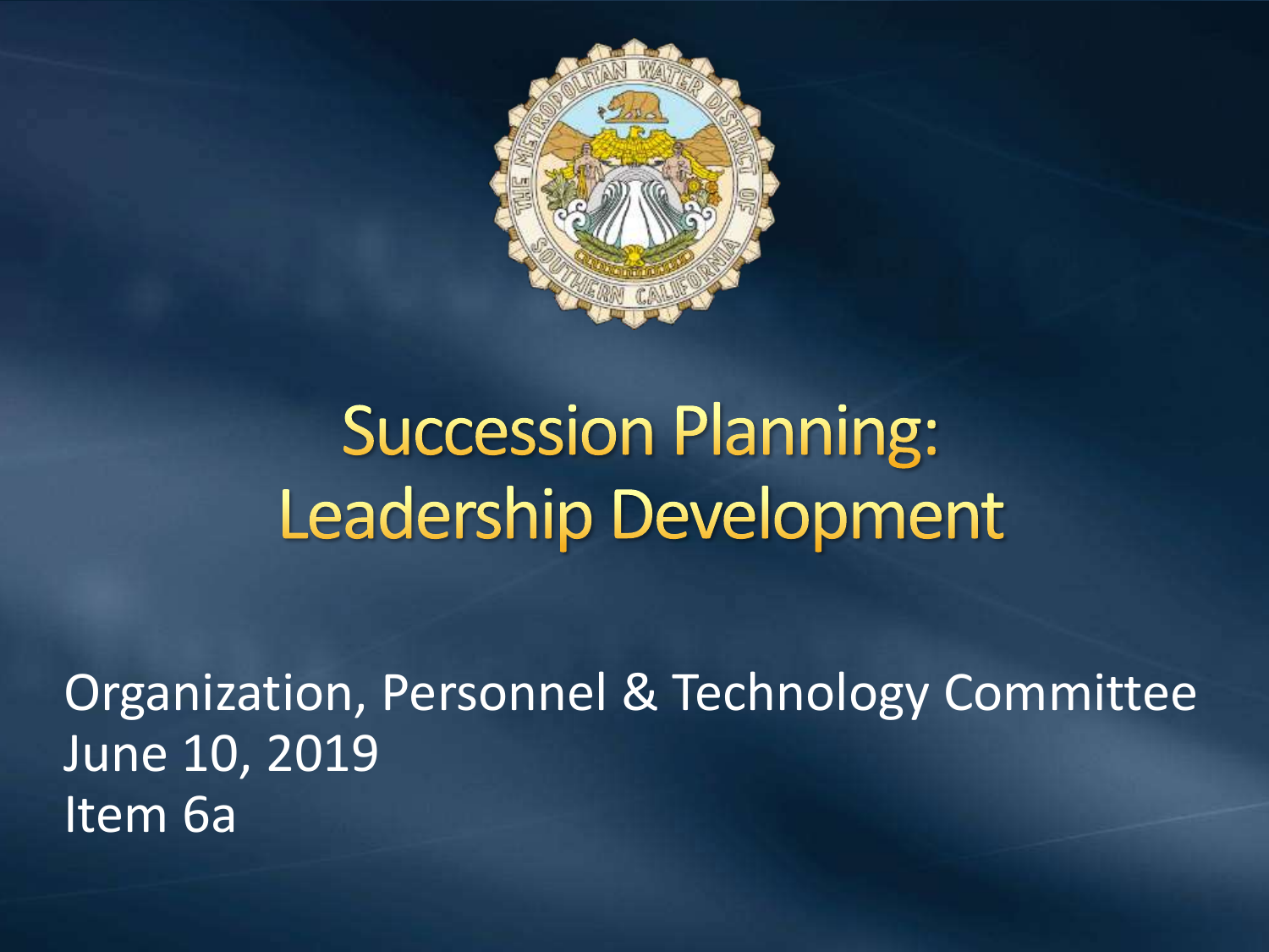# Succession Planning: Leadership Development

Organization, Personnel & Technology Committee
June 10, 2019
Item 6a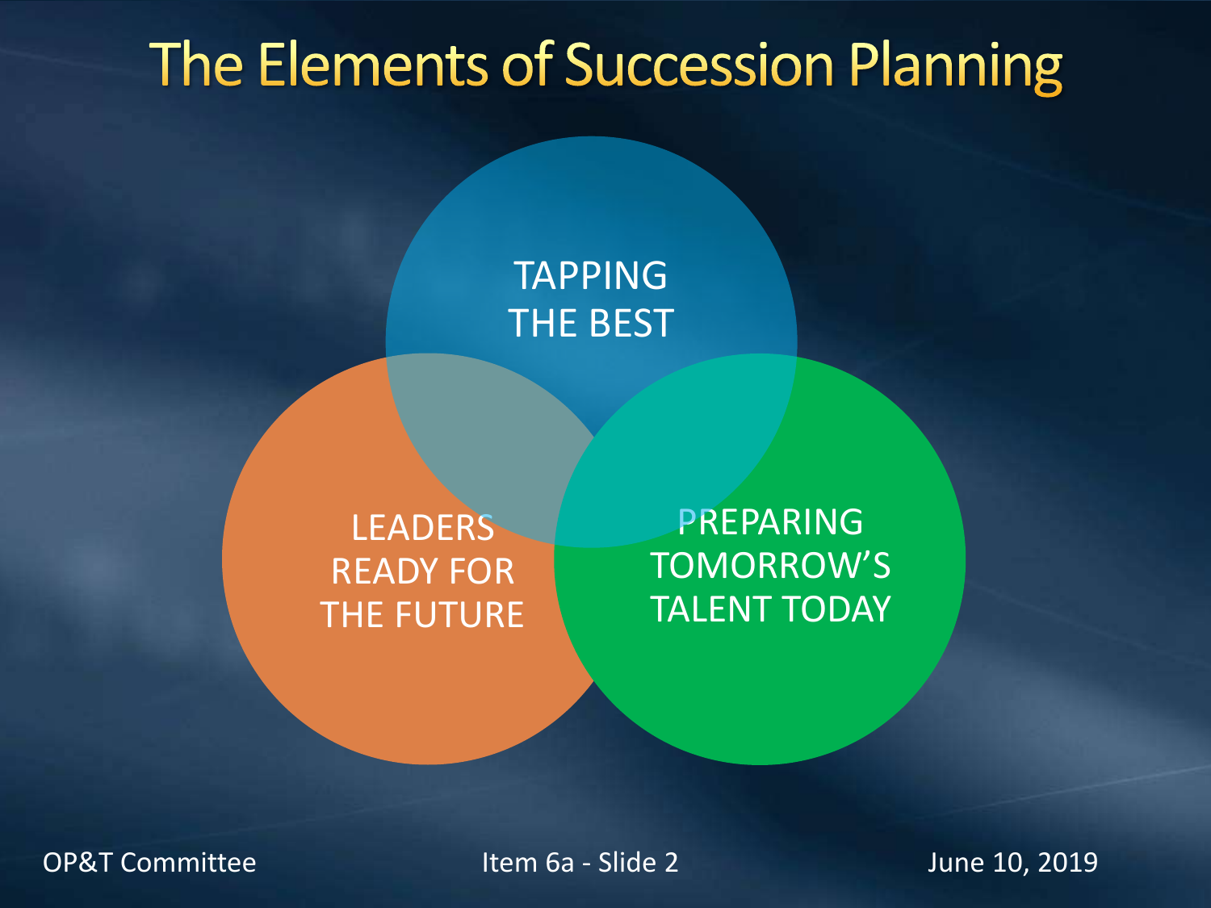# The Elements of Succession Planning

TAPPING THE BEST

LEADERS READY FOR THE FUTURE

PREPARING TOMORROW'S TALENT TODAY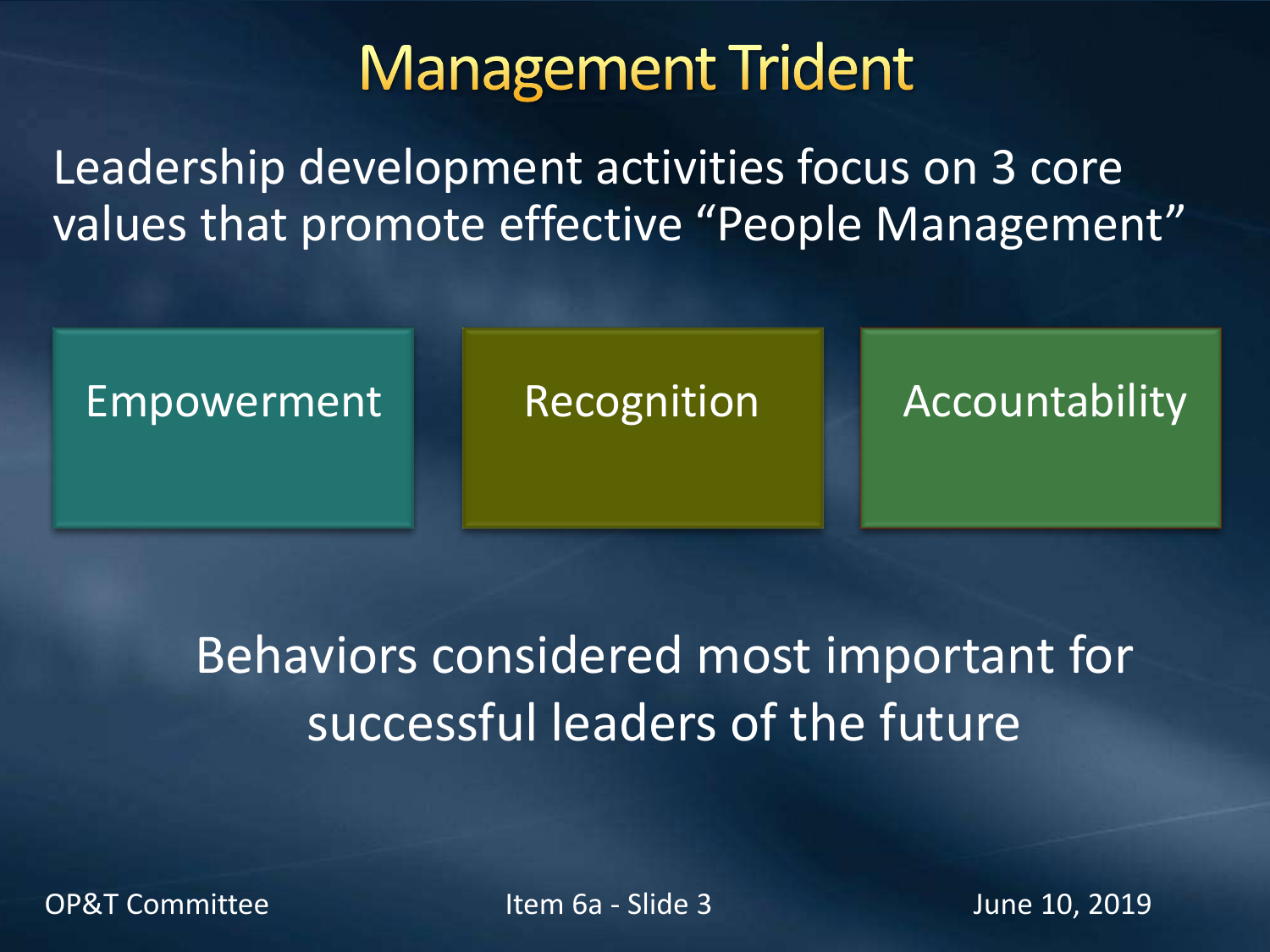# Management Trident

Leadership development activities focus on 3 core values that promote effective "People Management"

- Empowerment
- Recognition
- Accountability

Behaviors considered most important for successful leaders of the future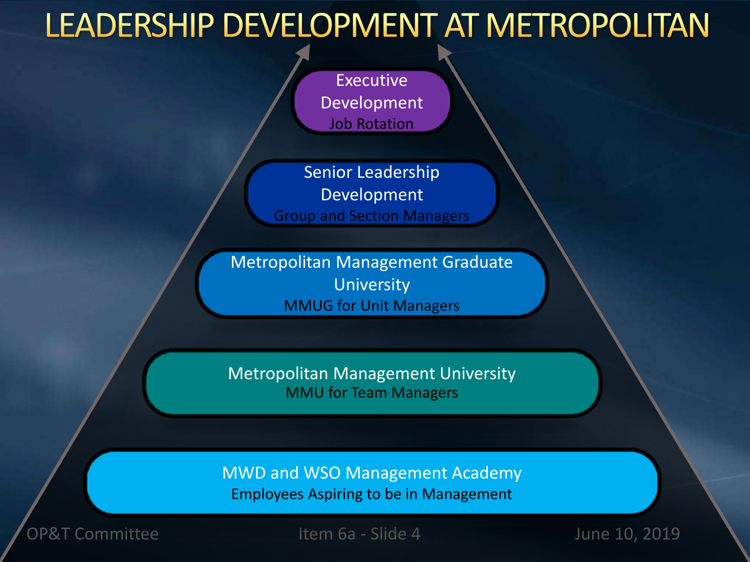# LEADERSHIP DEVELOPMENT AT METROPOLITAN

**Executive Development**
Job Rotation

**Senior Leadership Development**
Group and Section Managers

**Metropolitan Management Graduate University**
MMUG for Unit Managers

**Metropolitan Management University**
MMU for Team Managers

**MWD and WSO Management Academy**
Employees Aspiring to be in Management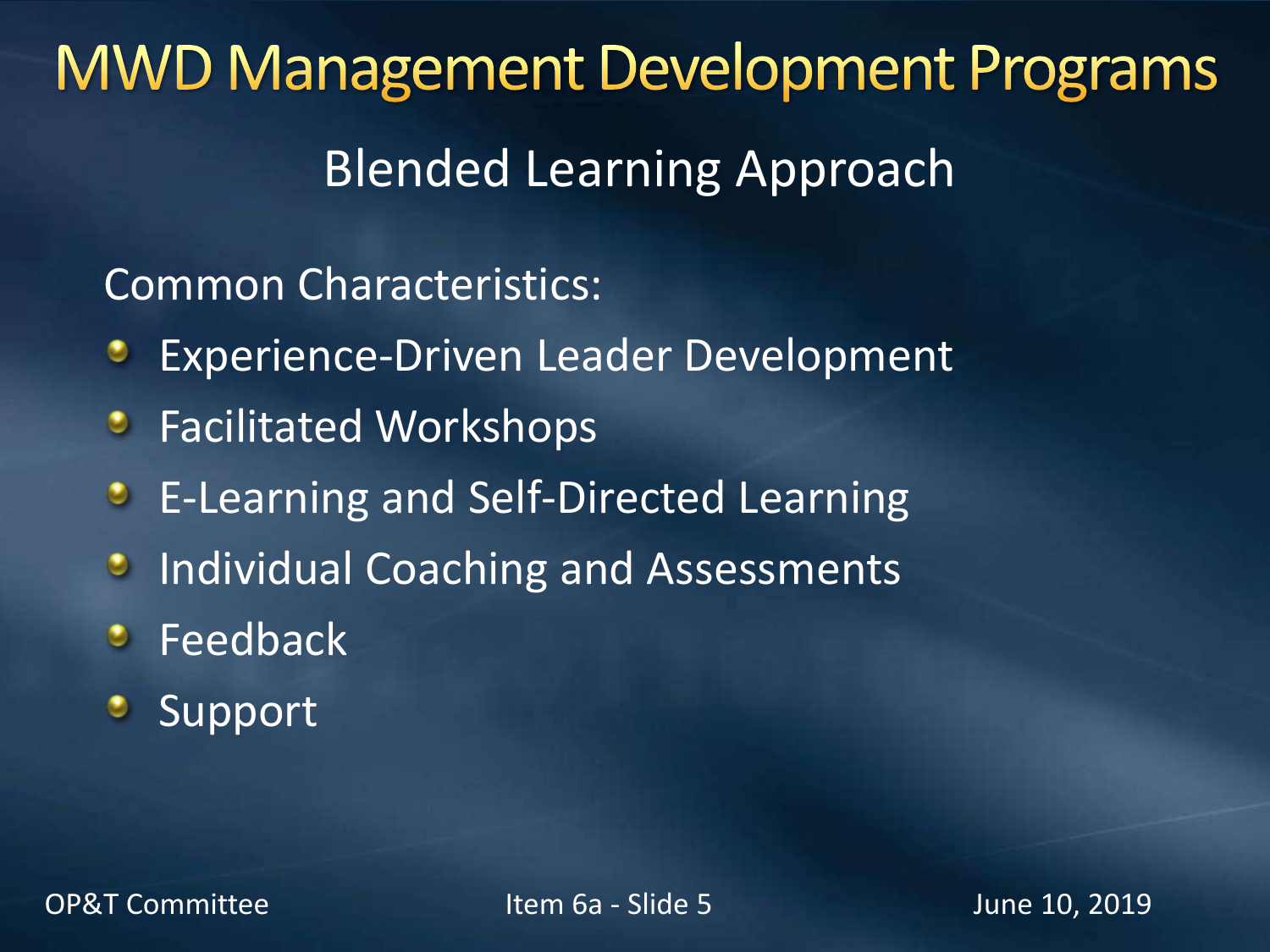# MWD Management Development Programs

## Blended Learning Approach

Common Characteristics:

- Experience-Driven Leader Development
- Facilitated Workshops
- E-Learning and Self-Directed Learning
- Individual Coaching and Assessments
- Feedback
- Support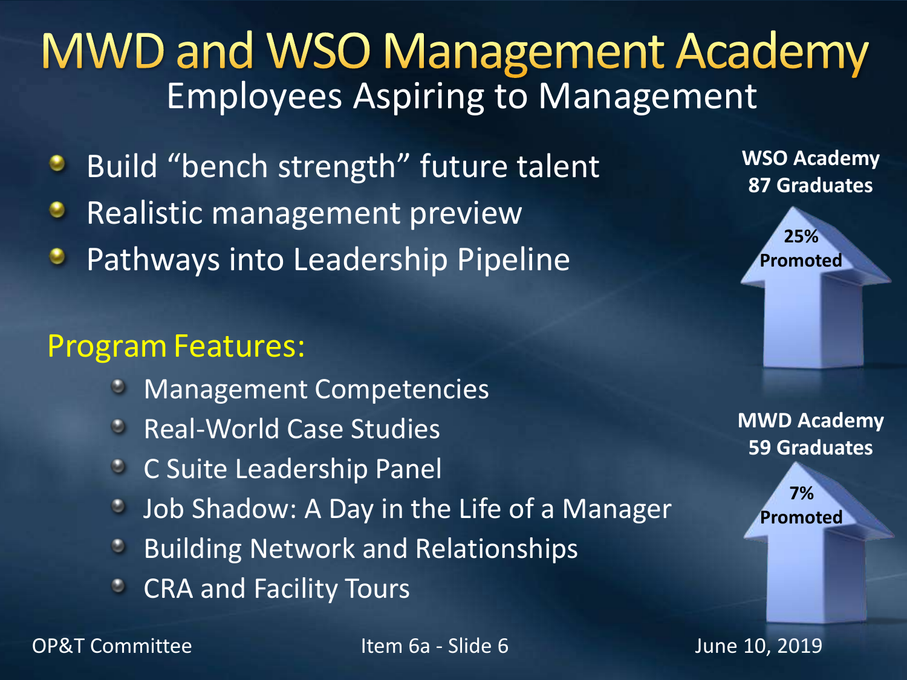# MWD and WSO Management Academy

## Employees Aspiring to Management

- Build "bench strength" future talent
- Realistic management preview
- Pathways into Leadership Pipeline

**WSO Academy**
**87 Graduates**
**25% Promoted**

### Program Features:

- Management Competencies
- Real-World Case Studies
- C Suite Leadership Panel
- Job Shadow: A Day in the Life of a Manager
- Building Network and Relationships
- CRA and Facility Tours

**MWD Academy**
**59 Graduates**
**7% Promoted**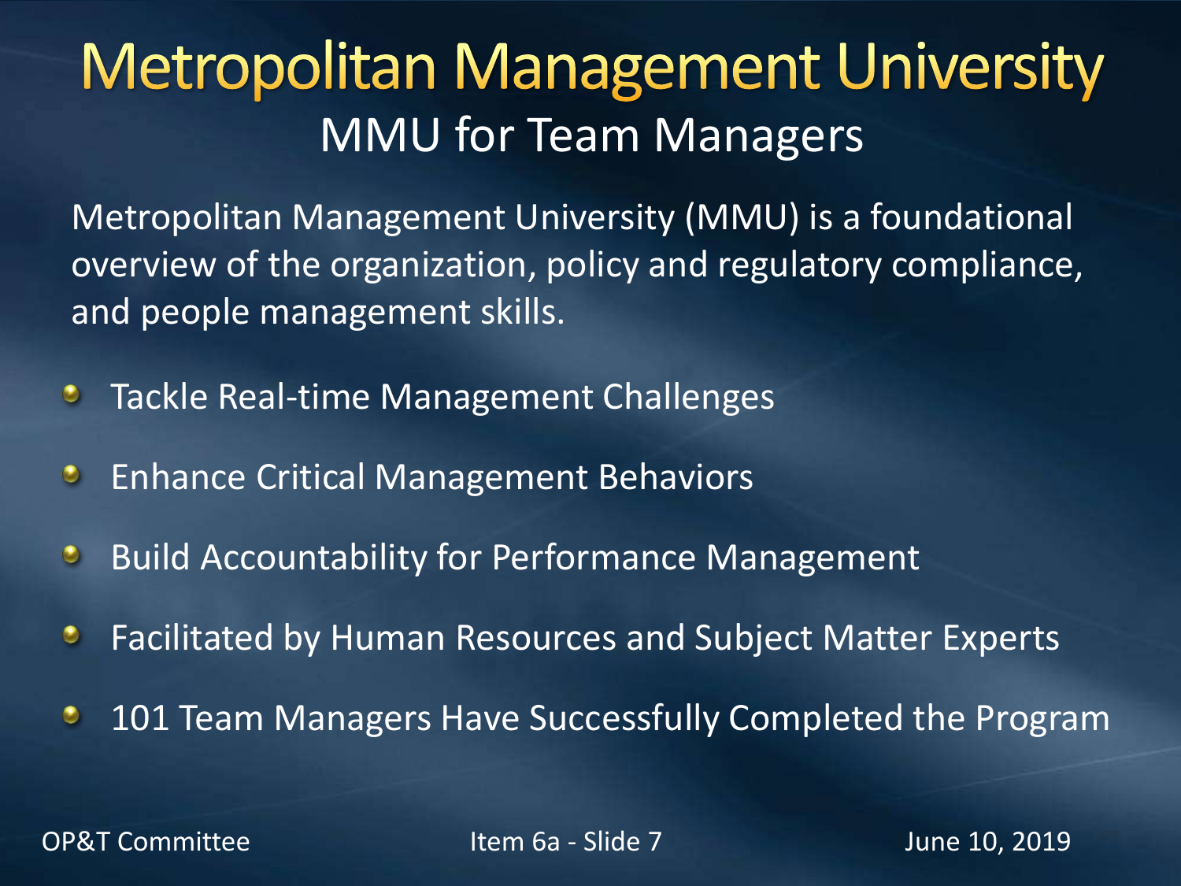# Metropolitan Management University

## MMU for Team Managers

Metropolitan Management University (MMU) is a foundational overview of the organization, policy and regulatory compliance, and people management skills.

- Tackle Real-time Management Challenges
- Enhance Critical Management Behaviors
- Build Accountability for Performance Management
- Facilitated by Human Resources and Subject Matter Experts
- 101 Team Managers Have Successfully Completed the Program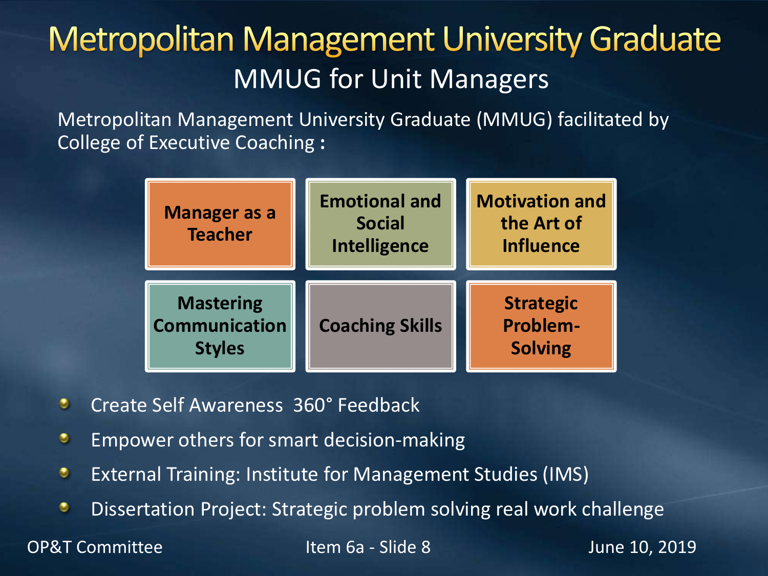# Metropolitan Management University Graduate

## MMUG for Unit Managers

Metropolitan Management University Graduate (MMUG) facilitated by College of Executive Coaching :

| Manager as a Teacher | Emotional and Social Intelligence | Motivation and the Art of Influence |
|---|---|---|
| Mastering Communication Styles | Coaching Skills | Strategic Problem-Solving |

- Create Self Awareness 360° Feedback
- Empower others for smart decision-making
- External Training: Institute for Management Studies (IMS)
- Dissertation Project: Strategic problem solving real work challenge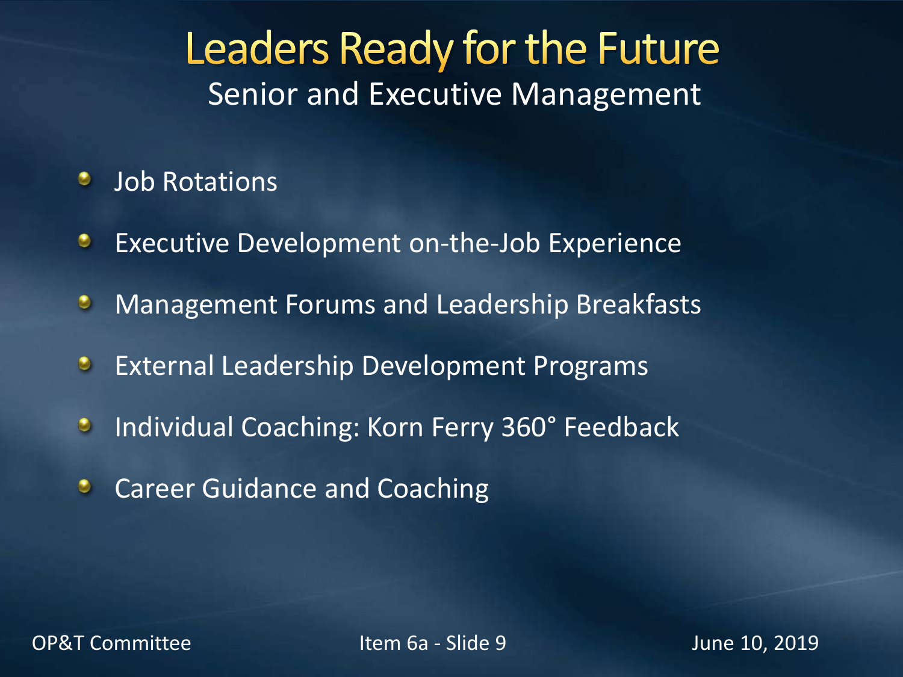# Leaders Ready for the Future

## Senior and Executive Management

- Job Rotations
- Executive Development on-the-Job Experience
- Management Forums and Leadership Breakfasts
- External Leadership Development Programs
- Individual Coaching: Korn Ferry 360° Feedback
- Career Guidance and Coaching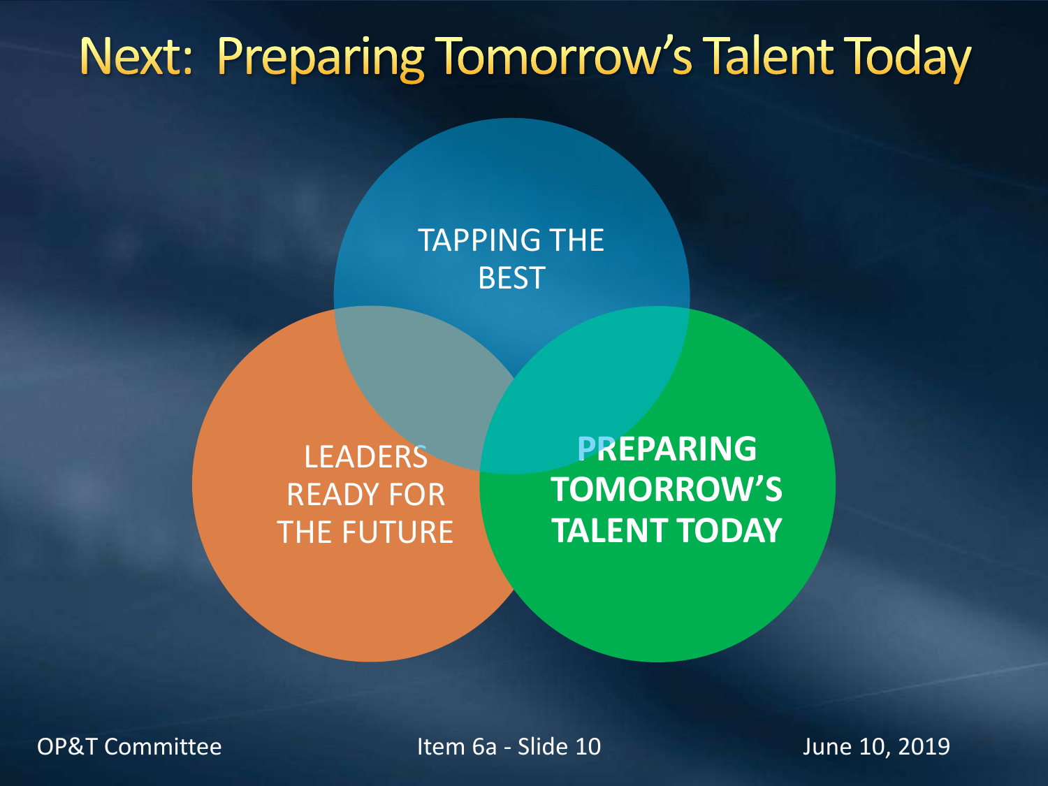# Next: Preparing Tomorrow's Talent Today

TAPPING THE BEST

LEADERS READY FOR THE FUTURE

**PREPARING TOMORROW'S TALENT TODAY**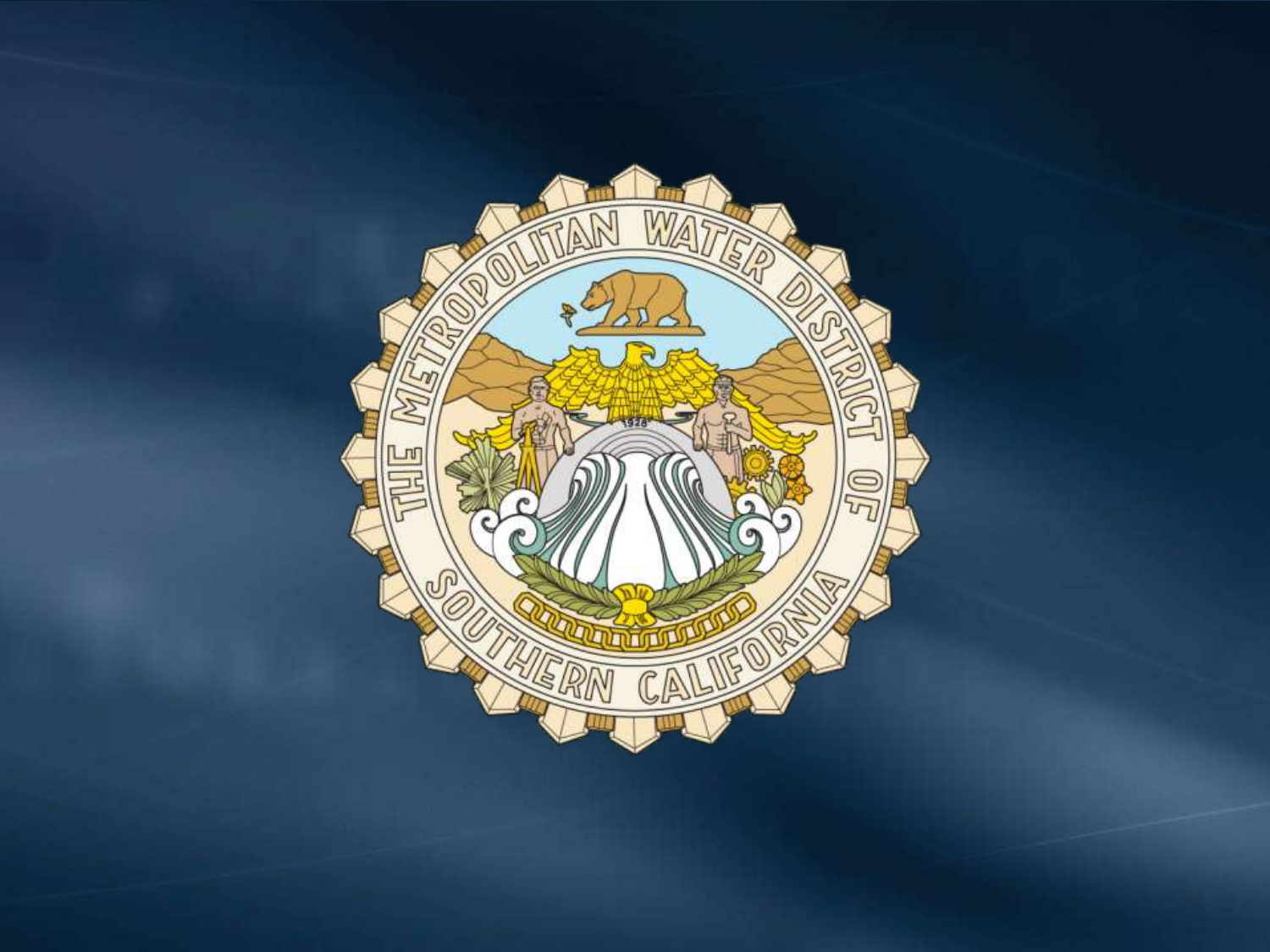THE METROPOLITAN WATER DISTRICT OF SOUTHERN CALIFORNIA

1928